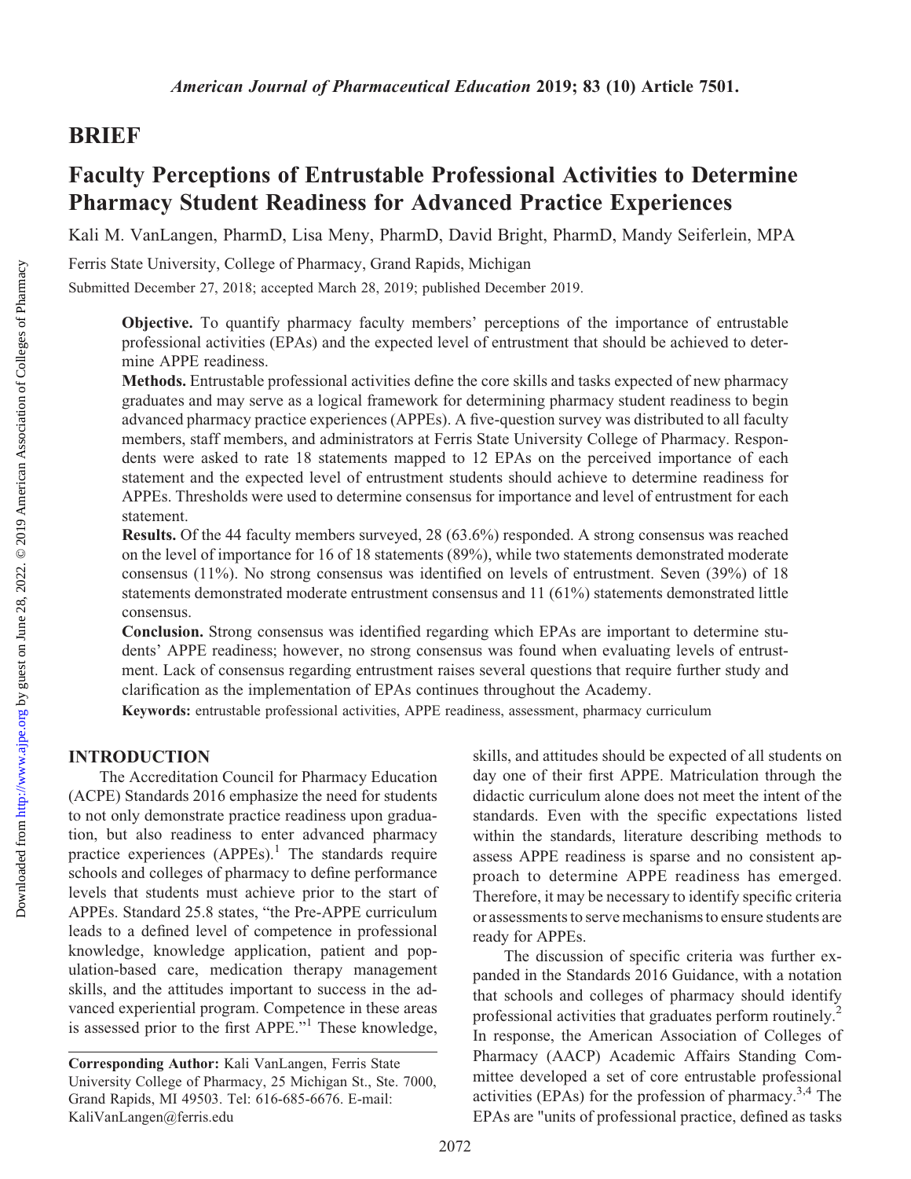## BRIEF

# Faculty Perceptions of Entrustable Professional Activities to Determine Pharmacy Student Readiness for Advanced Practice Experiences

Kali M. VanLangen, PharmD, Lisa Meny, PharmD, David Bright, PharmD, Mandy Seiferlein, MPA

Ferris State University, College of Pharmacy, Grand Rapids, Michigan

Submitted December 27, 2018; accepted March 28, 2019; published December 2019.

**Objective.** To quantify pharmacy faculty members' perceptions of the importance of entrustable professional activities (EPAs) and the expected level of entrustment that should be achieved to determine APPE readiness.

**Methods.** Entrustable professional activities define the core skills and tasks expected of new pharmacy graduates and may serve as a logical framework for determining pharmacy student readiness to begin advanced pharmacy practice experiences (APPEs). A five-question survey was distributed to all faculty members, staff members, and administrators at Ferris State University College of Pharmacy. Respondents were asked to rate 18 statements mapped to 12 EPAs on the perceived importance of each statement and the expected level of entrustment students should achieve to determine readiness for APPEs. Thresholds were used to determine consensus for importance and level of entrustment for each statement.

**Results.** Of the 44 faculty members surveyed, 28 (63.6%) responded. A strong consensus was reached on the level of importance for 16 of 18 statements (89%), while two statements demonstrated moderate consensus (11%). No strong consensus was identified on levels of entrustment. Seven (39%) of 18 statements demonstrated moderate entrustment consensus and 11 (61%) statements demonstrated little consensus.

**Conclusion.** Strong consensus was identified regarding which EPAs are important to determine students' APPE readiness; however, no strong consensus was found when evaluating levels of entrustment. Lack of consensus regarding entrustment raises several questions that require further study and clarification as the implementation of EPAs continues throughout the Academy.

**Keywords:** entrustable professional activities, APPE readiness, assessment, pharmacy curriculum

## INTRODUCTION

The Accreditation Council for Pharmacy Education (ACPE) Standards 2016 emphasize the need for students to not only demonstrate practice readiness upon graduation, but also readiness to enter advanced pharmacy practice experiences (APPEs).[1] The standards require schools and colleges of pharmacy to define performance levels that students must achieve prior to the start of APPEs. Standard 25.8 states, "the Pre-APPE curriculum leads to a defined level of competence in professional knowledge, knowledge application, patient and population-based care, medication therapy management skills, and the attitudes important to success in the advanced experiential program. Competence in these areas is assessed prior to the first APPE."[1] These knowledge, skills, and attitudes should be expected of all students on day one of their first APPE. Matriculation through the didactic curriculum alone does not meet the intent of the standards. Even with the specific expectations listed within the standards, literature describing methods to assess APPE readiness is sparse and no consistent approach to determine APPE readiness has emerged. Therefore, it may be necessary to identify specific criteria or assessments to serve mechanisms to ensure students are ready for APPEs.

The discussion of specific criteria was further expanded in the Standards 2016 Guidance, with a notation that schools and colleges of pharmacy should identify professional activities that graduates perform routinely.[2] In response, the American Association of Colleges of Pharmacy (AACP) Academic Affairs Standing Committee developed a set of core entrustable professional activities (EPAs) for the profession of pharmacy.[3,4] The EPAs are "units of professional practice, defined as tasks

**Corresponding Author:** Kali VanLangen, Ferris State University College of Pharmacy, 25 Michigan St., Ste. 7000, Grand Rapids, MI 49503. Tel: 616-685-6676. E-mail: KaliVanLangen@ferris.edu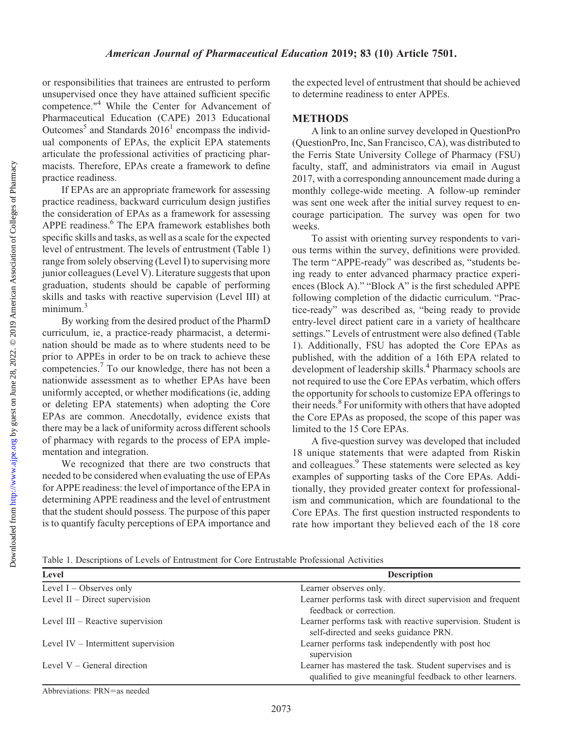or responsibilities that trainees are entrusted to perform unsupervised once they have attained sufficient specific competence."[4] While the Center for Advancement of Pharmaceutical Education (CAPE) 2013 Educational Outcomes[5] and Standards 2016[1] encompass the individual components of EPAs, the explicit EPA statements articulate the professional activities of practicing pharmacists. Therefore, EPAs create a framework to define practice readiness.

If EPAs are an appropriate framework for assessing practice readiness, backward curriculum design justifies the consideration of EPAs as a framework for assessing APPE readiness.[6] The EPA framework establishes both specific skills and tasks, as well as a scale for the expected level of entrustment. The levels of entrustment (Table 1) range from solely observing (Level I) to supervising more junior colleagues (Level V). Literature suggests that upon graduation, students should be capable of performing skills and tasks with reactive supervision (Level III) at minimum.[3]

By working from the desired product of the PharmD curriculum, ie, a practice-ready pharmacist, a determination should be made as to where students need to be prior to APPEs in order to be on track to achieve these competencies.[7] To our knowledge, there has not been a nationwide assessment as to whether EPAs have been uniformly accepted, or whether modifications (ie, adding or deleting EPA statements) when adopting the Core EPAs are common. Anecdotally, evidence exists that there may be a lack of uniformity across different schools of pharmacy with regards to the process of EPA implementation and integration.

We recognized that there are two constructs that needed to be considered when evaluating the use of EPAs for APPE readiness: the level of importance of the EPA in determining APPE readiness and the level of entrustment that the student should possess. The purpose of this paper is to quantify faculty perceptions of EPA importance and the expected level of entrustment that should be achieved to determine readiness to enter APPEs.

## METHODS

A link to an online survey developed in QuestionPro (QuestionPro, Inc, San Francisco, CA), was distributed to the Ferris State University College of Pharmacy (FSU) faculty, staff, and administrators via email in August 2017, with a corresponding announcement made during a monthly college-wide meeting. A follow-up reminder was sent one week after the initial survey request to encourage participation. The survey was open for two weeks.

To assist with orienting survey respondents to various terms within the survey, definitions were provided. The term "APPE-ready" was described as, "students being ready to enter advanced pharmacy practice experiences (Block A)." "Block A" is the first scheduled APPE following completion of the didactic curriculum. "Practice-ready" was described as, "being ready to provide entry-level direct patient care in a variety of healthcare settings." Levels of entrustment were also defined (Table 1). Additionally, FSU has adopted the Core EPAs as published, with the addition of a 16th EPA related to development of leadership skills.[4] Pharmacy schools are not required to use the Core EPAs verbatim, which offers the opportunity for schools to customize EPA offerings to their needs.[8] For uniformity with others that have adopted the Core EPAs as proposed, the scope of this paper was limited to the 15 Core EPAs.

A five-question survey was developed that included 18 unique statements that were adapted from Riskin and colleagues.[9] These statements were selected as key examples of supporting tasks of the Core EPAs. Additionally, they provided greater context for professionalism and communication, which are foundational to the Core EPAs. The first question instructed respondents to rate how important they believed each of the 18 core

Table 1. Descriptions of Levels of Entrustment for Core Entrustable Professional Activities

| Level | Description |
| --- | --- |
| Level I – Observes only | Learner observes only. |
| Level II – Direct supervision | Learner performs task with direct supervision and frequent feedback or correction. |
| Level III – Reactive supervision | Learner performs task with reactive supervision. Student is self-directed and seeks guidance PRN. |
| Level IV – Intermittent supervision | Learner performs task independently with post hoc supervision |
| Level V – General direction | Learner has mastered the task. Student supervises and is qualified to give meaningful feedback to other learners. |

Abbreviations: PRN=as needed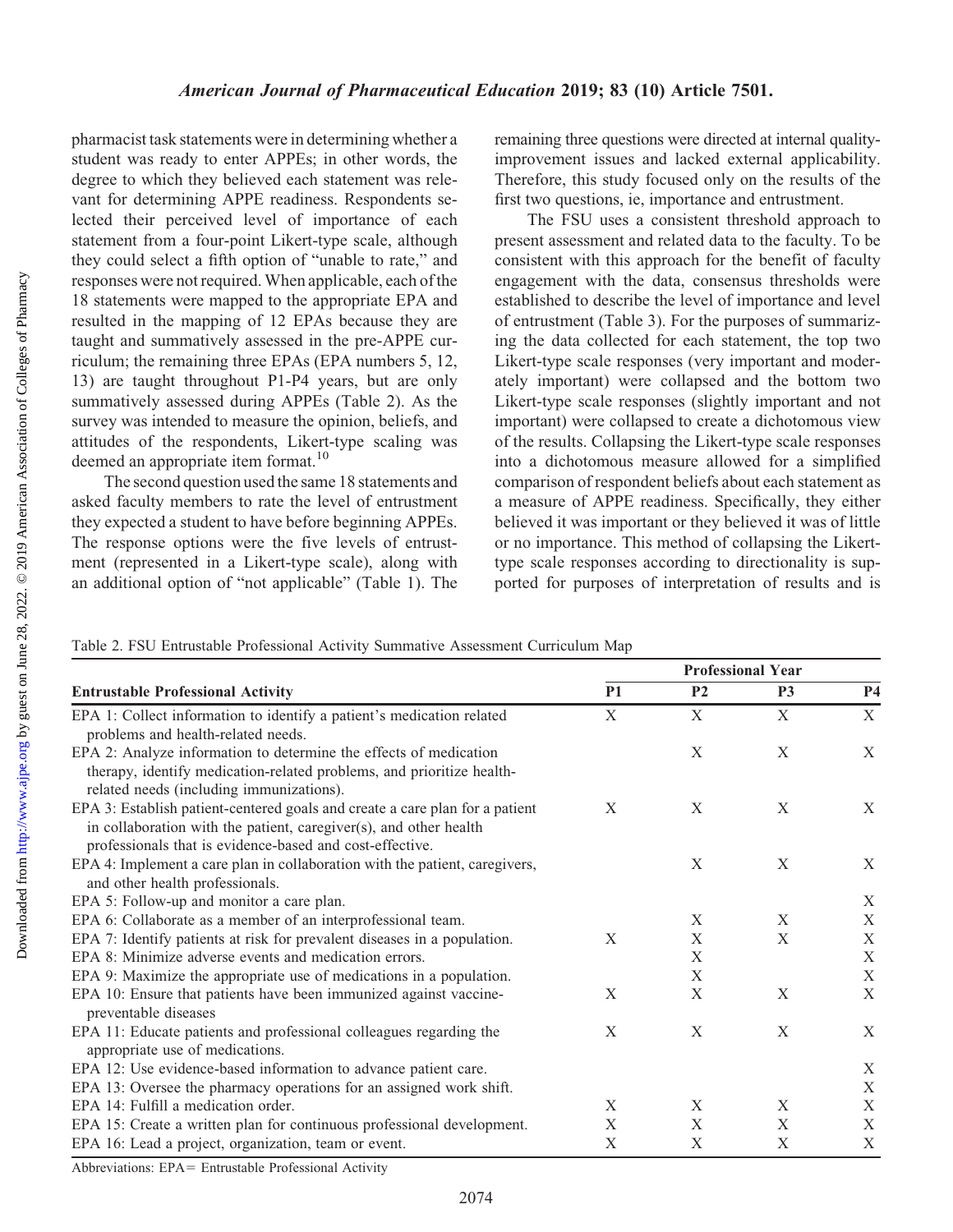pharmacist task statements were in determining whether a student was ready to enter APPEs; in other words, the degree to which they believed each statement was relevant for determining APPE readiness. Respondents selected their perceived level of importance of each statement from a four-point Likert-type scale, although they could select a fifth option of "unable to rate," and responses were not required. When applicable, each of the 18 statements were mapped to the appropriate EPA and resulted in the mapping of 12 EPAs because they are taught and summatively assessed in the pre-APPE curriculum; the remaining three EPAs (EPA numbers 5, 12, 13) are taught throughout P1-P4 years, but are only summatively assessed during APPEs (Table 2). As the survey was intended to measure the opinion, beliefs, and attitudes of the respondents, Likert-type scaling was deemed an appropriate item format.[10]

The second question used the same 18 statements and asked faculty members to rate the level of entrustment they expected a student to have before beginning APPEs. The response options were the five levels of entrustment (represented in a Likert-type scale), along with an additional option of "not applicable" (Table 1). The remaining three questions were directed at internal quality-improvement issues and lacked external applicability. Therefore, this study focused only on the results of the first two questions, ie, importance and entrustment.

The FSU uses a consistent threshold approach to present assessment and related data to the faculty. To be consistent with this approach for the benefit of faculty engagement with the data, consensus thresholds were established to describe the level of importance and level of entrustment (Table 3). For the purposes of summarizing the data collected for each statement, the top two Likert-type scale responses (very important and moderately important) were collapsed and the bottom two Likert-type scale responses (slightly important and not important) were collapsed to create a dichotomous view of the results. Collapsing the Likert-type scale responses into a dichotomous measure allowed for a simplified comparison of respondent beliefs about each statement as a measure of APPE readiness. Specifically, they either believed it was important or they believed it was of little or no importance. This method of collapsing the Likert-type scale responses according to directionality is supported for purposes of interpretation of results and is

Table 2. FSU Entrustable Professional Activity Summative Assessment Curriculum Map

| Entrustable Professional Activity | Professional Year | | | |
|---|---|---|---|---|
| | P1 | P2 | P3 | P4 |
| EPA 1: Collect information to identify a patient's medication related problems and health-related needs. | X | X | X | X |
| EPA 2: Analyze information to determine the effects of medication therapy, identify medication-related problems, and prioritize health-related needs (including immunizations). | | X | X | X |
| EPA 3: Establish patient-centered goals and create a care plan for a patient in collaboration with the patient, caregiver(s), and other health professionals that is evidence-based and cost-effective. | X | X | X | X |
| EPA 4: Implement a care plan in collaboration with the patient, caregivers, and other health professionals. | | X | X | X |
| EPA 5: Follow-up and monitor a care plan. | | | | X |
| EPA 6: Collaborate as a member of an interprofessional team. | | X | X | X |
| EPA 7: Identify patients at risk for prevalent diseases in a population. | X | X | X | X |
| EPA 8: Minimize adverse events and medication errors. | | X | | X |
| EPA 9: Maximize the appropriate use of medications in a population. | | X | | X |
| EPA 10: Ensure that patients have been immunized against vaccine-preventable diseases | X | X | X | X |
| EPA 11: Educate patients and professional colleagues regarding the appropriate use of medications. | X | X | X | X |
| EPA 12: Use evidence-based information to advance patient care. | | | | X |
| EPA 13: Oversee the pharmacy operations for an assigned work shift. | | | | X |
| EPA 14: Fulfill a medication order. | X | X | X | X |
| EPA 15: Create a written plan for continuous professional development. | X | X | X | X |
| EPA 16: Lead a project, organization, team or event. | X | X | X | X |

Abbreviations: EPA= Entrustable Professional Activity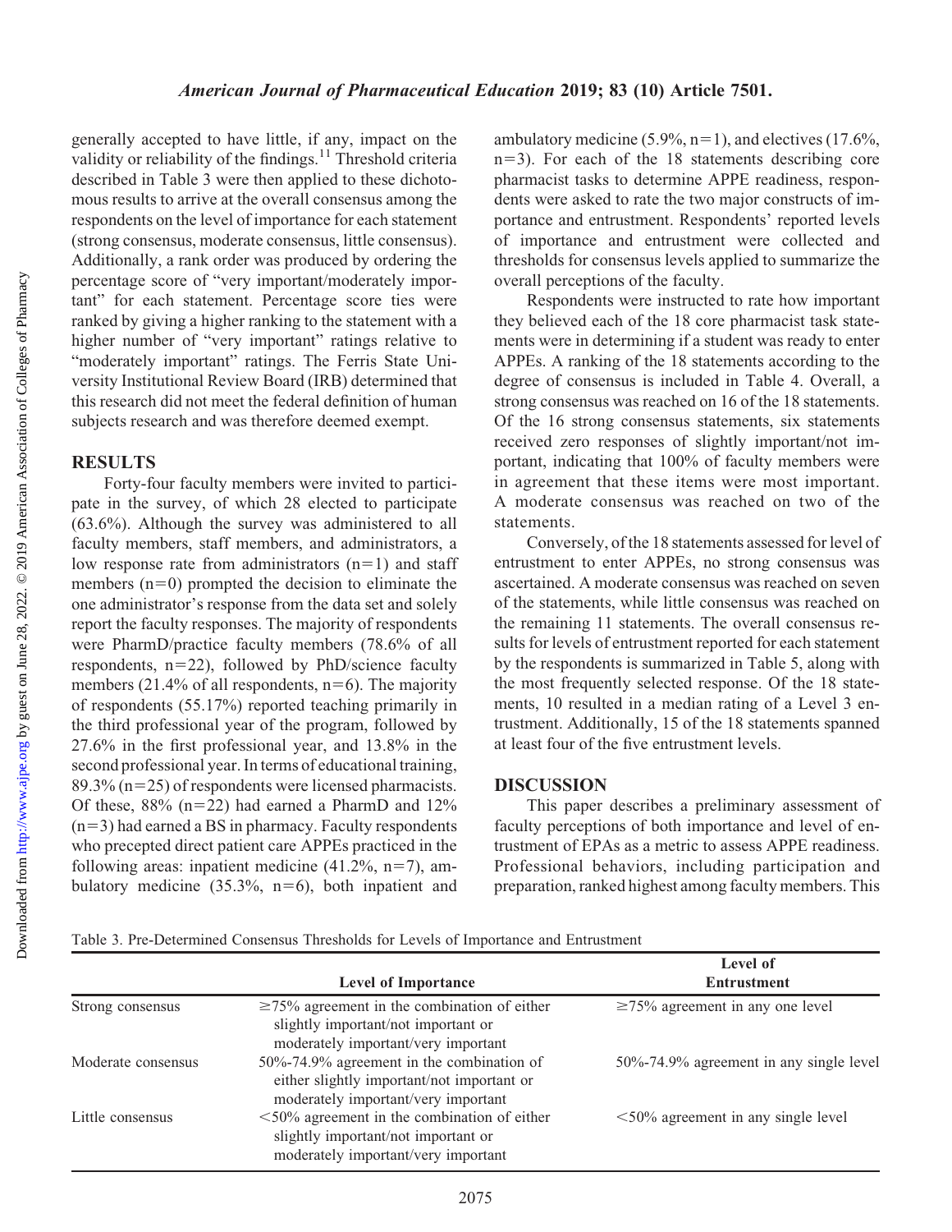generally accepted to have little, if any, impact on the validity or reliability of the findings.[11] Threshold criteria described in Table 3 were then applied to these dichotomous results to arrive at the overall consensus among the respondents on the level of importance for each statement (strong consensus, moderate consensus, little consensus). Additionally, a rank order was produced by ordering the percentage score of "very important/moderately important" for each statement. Percentage score ties were ranked by giving a higher ranking to the statement with a higher number of "very important" ratings relative to "moderately important" ratings. The Ferris State University Institutional Review Board (IRB) determined that this research did not meet the federal definition of human subjects research and was therefore deemed exempt.

## RESULTS

Forty-four faculty members were invited to participate in the survey, of which 28 elected to participate (63.6%). Although the survey was administered to all faculty members, staff members, and administrators, a low response rate from administrators (n=1) and staff members (n=0) prompted the decision to eliminate the one administrator's response from the data set and solely report the faculty responses. The majority of respondents were PharmD/practice faculty members (78.6% of all respondents, n=22), followed by PhD/science faculty members (21.4% of all respondents, n=6). The majority of respondents (55.17%) reported teaching primarily in the third professional year of the program, followed by 27.6% in the first professional year, and 13.8% in the second professional year. In terms of educational training, 89.3% (n=25) of respondents were licensed pharmacists. Of these, 88% (n=22) had earned a PharmD and 12% (n=3) had earned a BS in pharmacy. Faculty respondents who precepted direct patient care APPEs practiced in the following areas: inpatient medicine (41.2%, n=7), ambulatory medicine (35.3%, n=6), both inpatient and ambulatory medicine (5.9%, n=1), and electives (17.6%, n=3). For each of the 18 statements describing core pharmacist tasks to determine APPE readiness, respondents were asked to rate the two major constructs of importance and entrustment. Respondents' reported levels of importance and entrustment were collected and thresholds for consensus levels applied to summarize the overall perceptions of the faculty.

Respondents were instructed to rate how important they believed each of the 18 core pharmacist task statements were in determining if a student was ready to enter APPEs. A ranking of the 18 statements according to the degree of consensus is included in Table 4. Overall, a strong consensus was reached on 16 of the 18 statements. Of the 16 strong consensus statements, six statements received zero responses of slightly important/not important, indicating that 100% of faculty members were in agreement that these items were most important. A moderate consensus was reached on two of the statements.

Conversely, of the 18 statements assessed for level of entrustment to enter APPEs, no strong consensus was ascertained. A moderate consensus was reached on seven of the statements, while little consensus was reached on the remaining 11 statements. The overall consensus results for levels of entrustment reported for each statement by the respondents is summarized in Table 5, along with the most frequently selected response. Of the 18 statements, 10 resulted in a median rating of a Level 3 entrustment. Additionally, 15 of the 18 statements spanned at least four of the five entrustment levels.

## DISCUSSION

This paper describes a preliminary assessment of faculty perceptions of both importance and level of entrustment of EPAs as a metric to assess APPE readiness. Professional behaviors, including participation and preparation, ranked highest among faculty members. This

Table 3. Pre-Determined Consensus Thresholds for Levels of Importance and Entrustment

| | Level of Importance | Level of Entrustment |
|---|---|---|
| Strong consensus | ≥75% agreement in the combination of either slightly important/not important or moderately important/very important | ≥75% agreement in any one level |
| Moderate consensus | 50%-74.9% agreement in the combination of either slightly important/not important or moderately important/very important | 50%-74.9% agreement in any single level |
| Little consensus | <50% agreement in the combination of either slightly important/not important or moderately important/very important | <50% agreement in any single level |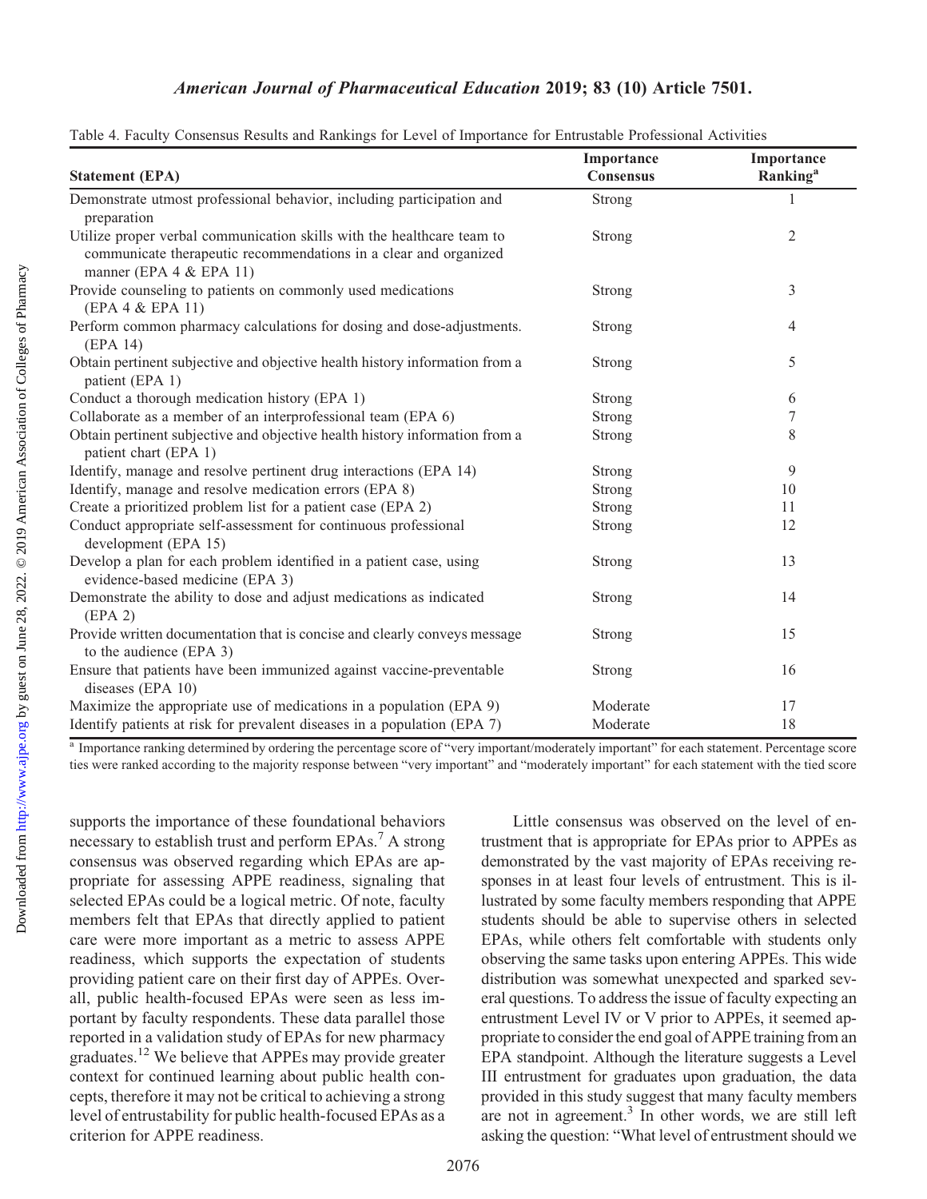Table 4. Faculty Consensus Results and Rankings for Level of Importance for Entrustable Professional Activities

| Statement (EPA) | Importance Consensus | Importance Ranking[a] |
|---|---|---|
| Demonstrate utmost professional behavior, including participation and preparation | Strong | 1 |
| Utilize proper verbal communication skills with the healthcare team to communicate therapeutic recommendations in a clear and organized manner (EPA 4 & EPA 11) | Strong | 2 |
| Provide counseling to patients on commonly used medications (EPA 4 & EPA 11) | Strong | 3 |
| Perform common pharmacy calculations for dosing and dose-adjustments. (EPA 14) | Strong | 4 |
| Obtain pertinent subjective and objective health history information from a patient (EPA 1) | Strong | 5 |
| Conduct a thorough medication history (EPA 1) | Strong | 6 |
| Collaborate as a member of an interprofessional team (EPA 6) | Strong | 7 |
| Obtain pertinent subjective and objective health history information from a patient chart (EPA 1) | Strong | 8 |
| Identify, manage and resolve pertinent drug interactions (EPA 14) | Strong | 9 |
| Identify, manage and resolve medication errors (EPA 8) | Strong | 10 |
| Create a prioritized problem list for a patient case (EPA 2) | Strong | 11 |
| Conduct appropriate self-assessment for continuous professional development (EPA 15) | Strong | 12 |
| Develop a plan for each problem identified in a patient case, using evidence-based medicine (EPA 3) | Strong | 13 |
| Demonstrate the ability to dose and adjust medications as indicated (EPA 2) | Strong | 14 |
| Provide written documentation that is concise and clearly conveys message to the audience (EPA 3) | Strong | 15 |
| Ensure that patients have been immunized against vaccine-preventable diseases (EPA 10) | Strong | 16 |
| Maximize the appropriate use of medications in a population (EPA 9) | Moderate | 17 |
| Identify patients at risk for prevalent diseases in a population (EPA 7) | Moderate | 18 |

[a] Importance ranking determined by ordering the percentage score of "very important/moderately important" for each statement. Percentage score ties were ranked according to the majority response between "very important" and "moderately important" for each statement with the tied score

supports the importance of these foundational behaviors necessary to establish trust and perform EPAs.[7] A strong consensus was observed regarding which EPAs are appropriate for assessing APPE readiness, signaling that selected EPAs could be a logical metric. Of note, faculty members felt that EPAs that directly applied to patient care were more important as a metric to assess APPE readiness, which supports the expectation of students providing patient care on their first day of APPEs. Overall, public health-focused EPAs were seen as less important by faculty respondents. These data parallel those reported in a validation study of EPAs for new pharmacy graduates.[12] We believe that APPEs may provide greater context for continued learning about public health concepts, therefore it may not be critical to achieving a strong level of entrustability for public health-focused EPAs as a criterion for APPE readiness.

Little consensus was observed on the level of entrustment that is appropriate for EPAs prior to APPEs as demonstrated by the vast majority of EPAs receiving responses in at least four levels of entrustment. This is illustrated by some faculty members responding that APPE students should be able to supervise others in selected EPAs, while others felt comfortable with students only observing the same tasks upon entering APPEs. This wide distribution was somewhat unexpected and sparked several questions. To address the issue of faculty expecting an entrustment Level IV or V prior to APPEs, it seemed appropriate to consider the end goal of APPE training from an EPA standpoint. Although the literature suggests a Level III entrustment for graduates upon graduation, the data provided in this study suggest that many faculty members are not in agreement.[3] In other words, we are still left asking the question: "What level of entrustment should we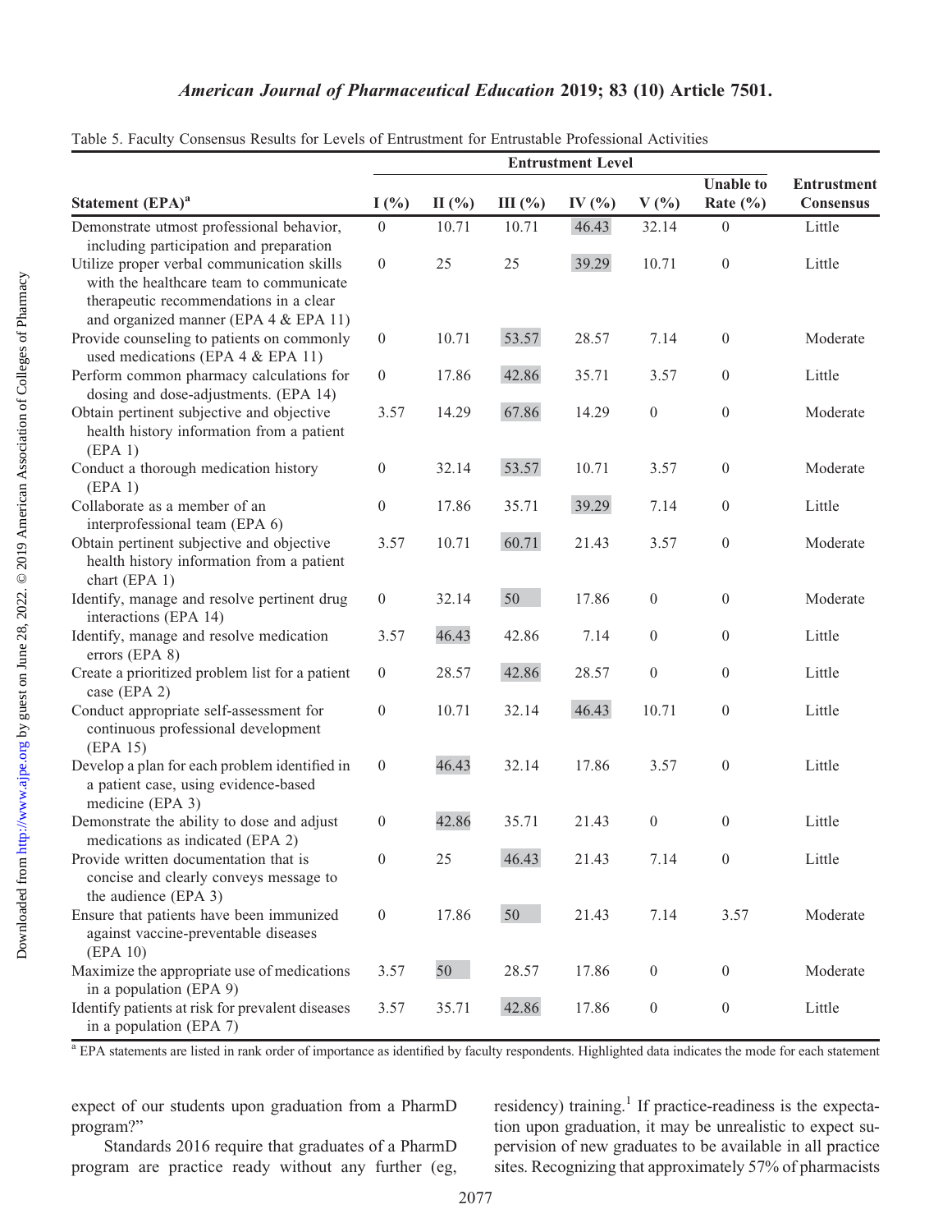Table 5. Faculty Consensus Results for Levels of Entrustment for Entrustable Professional Activities

| Statement (EPA)[a] | Entrustment Level | | | | | | Entrustment Consensus |
|---|---|---|---|---|---|---|---|
| | I (%) | II (%) | III (%) | IV (%) | V (%) | Unable to Rate (%) | |
| Demonstrate utmost professional behavior, including participation and preparation | 0 | 10.71 | 10.71 | 46.43 | 32.14 | 0 | Little |
| Utilize proper verbal communication skills with the healthcare team to communicate therapeutic recommendations in a clear and organized manner (EPA 4 & EPA 11) | 0 | 25 | 25 | 39.29 | 10.71 | 0 | Little |
| Provide counseling to patients on commonly used medications (EPA 4 & EPA 11) | 0 | 10.71 | 53.57 | 28.57 | 7.14 | 0 | Moderate |
| Perform common pharmacy calculations for dosing and dose-adjustments. (EPA 14) | 0 | 17.86 | 42.86 | 35.71 | 3.57 | 0 | Little |
| Obtain pertinent subjective and objective health history information from a patient (EPA 1) | 3.57 | 14.29 | 67.86 | 14.29 | 0 | 0 | Moderate |
| Conduct a thorough medication history (EPA 1) | 0 | 32.14 | 53.57 | 10.71 | 3.57 | 0 | Moderate |
| Collaborate as a member of an interprofessional team (EPA 6) | 0 | 17.86 | 35.71 | 39.29 | 7.14 | 0 | Little |
| Obtain pertinent subjective and objective health history information from a patient chart (EPA 1) | 3.57 | 10.71 | 60.71 | 21.43 | 3.57 | 0 | Moderate |
| Identify, manage and resolve pertinent drug interactions (EPA 14) | 0 | 32.14 | 50 | 17.86 | 0 | 0 | Moderate |
| Identify, manage and resolve medication errors (EPA 8) | 3.57 | 46.43 | 42.86 | 7.14 | 0 | 0 | Little |
| Create a prioritized problem list for a patient case (EPA 2) | 0 | 28.57 | 42.86 | 28.57 | 0 | 0 | Little |
| Conduct appropriate self-assessment for continuous professional development (EPA 15) | 0 | 10.71 | 32.14 | 46.43 | 10.71 | 0 | Little |
| Develop a plan for each problem identified in a patient case, using evidence-based medicine (EPA 3) | 0 | 46.43 | 32.14 | 17.86 | 3.57 | 0 | Little |
| Demonstrate the ability to dose and adjust medications as indicated (EPA 2) | 0 | 42.86 | 35.71 | 21.43 | 0 | 0 | Little |
| Provide written documentation that is concise and clearly conveys message to the audience (EPA 3) | 0 | 25 | 46.43 | 21.43 | 7.14 | 0 | Little |
| Ensure that patients have been immunized against vaccine-preventable diseases (EPA 10) | 0 | 17.86 | 50 | 21.43 | 7.14 | 3.57 | Moderate |
| Maximize the appropriate use of medications in a population (EPA 9) | 3.57 | 50 | 28.57 | 17.86 | 0 | 0 | Moderate |
| Identify patients at risk for prevalent diseases in a population (EPA 7) | 3.57 | 35.71 | 42.86 | 17.86 | 0 | 0 | Little |

[a] EPA statements are listed in rank order of importance as identified by faculty respondents. Highlighted data indicates the mode for each statement

expect of our students upon graduation from a PharmD program?"

Standards 2016 require that graduates of a PharmD program are practice ready without any further (eg, residency) training.[1] If practice-readiness is the expectation upon graduation, it may be unrealistic to expect supervision of new graduates to be available in all practice sites. Recognizing that approximately 57% of pharmacists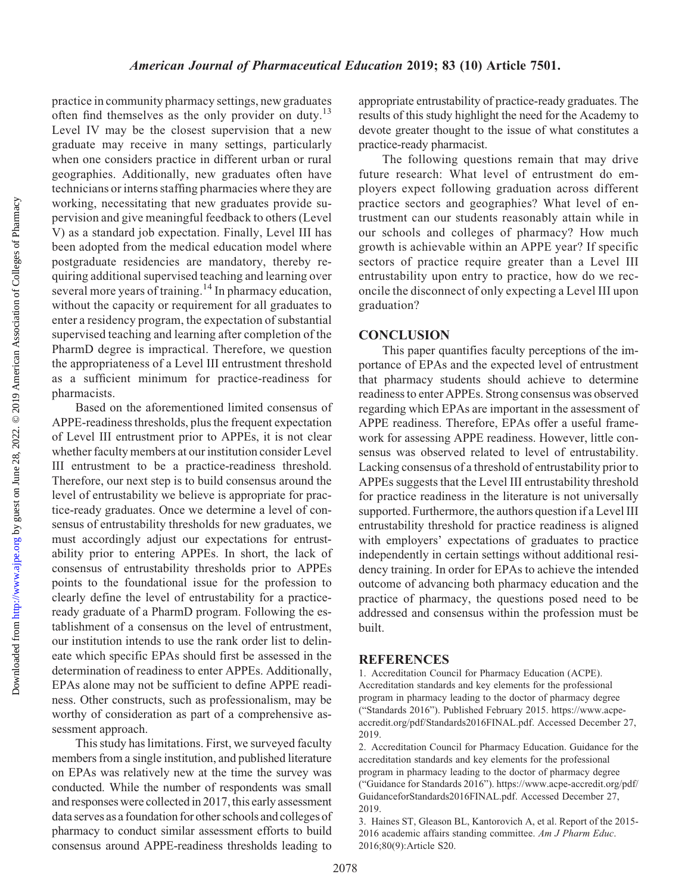practice in community pharmacy settings, new graduates often find themselves as the only provider on duty.[13] Level IV may be the closest supervision that a new graduate may receive in many settings, particularly when one considers practice in different urban or rural geographies. Additionally, new graduates often have technicians or interns staffing pharmacies where they are working, necessitating that new graduates provide supervision and give meaningful feedback to others (Level V) as a standard job expectation. Finally, Level III has been adopted from the medical education model where postgraduate residencies are mandatory, thereby requiring additional supervised teaching and learning over several more years of training.[14] In pharmacy education, without the capacity or requirement for all graduates to enter a residency program, the expectation of substantial supervised teaching and learning after completion of the PharmD degree is impractical. Therefore, we question the appropriateness of a Level III entrustment threshold as a sufficient minimum for practice-readiness for pharmacists.

Based on the aforementioned limited consensus of APPE-readiness thresholds, plus the frequent expectation of Level III entrustment prior to APPEs, it is not clear whether faculty members at our institution consider Level III entrustment to be a practice-readiness threshold. Therefore, our next step is to build consensus around the level of entrustability we believe is appropriate for practice-ready graduates. Once we determine a level of consensus of entrustability thresholds for new graduates, we must accordingly adjust our expectations for entrustability prior to entering APPEs. In short, the lack of consensus of entrustability thresholds prior to APPEs points to the foundational issue for the profession to clearly define the level of entrustability for a practice-ready graduate of a PharmD program. Following the establishment of a consensus on the level of entrustment, our institution intends to use the rank order list to delineate which specific EPAs should first be assessed in the determination of readiness to enter APPEs. Additionally, EPAs alone may not be sufficient to define APPE readiness. Other constructs, such as professionalism, may be worthy of consideration as part of a comprehensive assessment approach.

This study has limitations. First, we surveyed faculty members from a single institution, and published literature on EPAs was relatively new at the time the survey was conducted. While the number of respondents was small and responses were collected in 2017, this early assessment data serves as a foundation for other schools and colleges of pharmacy to conduct similar assessment efforts to build consensus around APPE-readiness thresholds leading to appropriate entrustability of practice-ready graduates. The results of this study highlight the need for the Academy to devote greater thought to the issue of what constitutes a practice-ready pharmacist.

The following questions remain that may drive future research: What level of entrustment do employers expect following graduation across different practice sectors and geographies? What level of entrustment can our students reasonably attain while in our schools and colleges of pharmacy? How much growth is achievable within an APPE year? If specific sectors of practice require greater than a Level III entrustability upon entry to practice, how do we reconcile the disconnect of only expecting a Level III upon graduation?

## CONCLUSION

This paper quantifies faculty perceptions of the importance of EPAs and the expected level of entrustment that pharmacy students should achieve to determine readiness to enter APPEs. Strong consensus was observed regarding which EPAs are important in the assessment of APPE readiness. Therefore, EPAs offer a useful framework for assessing APPE readiness. However, little consensus was observed related to level of entrustability. Lacking consensus of a threshold of entrustability prior to APPEs suggests that the Level III entrustability threshold for practice readiness in the literature is not universally supported. Furthermore, the authors question if a Level III entrustability threshold for practice readiness is aligned with employers' expectations of graduates to practice independently in certain settings without additional residency training. In order for EPAs to achieve the intended outcome of advancing both pharmacy education and the practice of pharmacy, the questions posed need to be addressed and consensus within the profession must be built.

## REFERENCES

1. Accreditation Council for Pharmacy Education (ACPE). Accreditation standards and key elements for the professional program in pharmacy leading to the doctor of pharmacy degree ("Standards 2016"). Published February 2015. https://www.acpe-accredit.org/pdf/Standards2016FINAL.pdf. Accessed December 27, 2019.
2. Accreditation Council for Pharmacy Education. Guidance for the accreditation standards and key elements for the professional program in pharmacy leading to the doctor of pharmacy degree ("Guidance for Standards 2016"). https://www.acpe-accredit.org/pdf/GuidanceforStandards2016FINAL.pdf. Accessed December 27, 2019.
3. Haines ST, Gleason BL, Kantorovich A, et al. Report of the 2015-2016 academic affairs standing committee. *Am J Pharm Educ*. 2016;80(9):Article S20.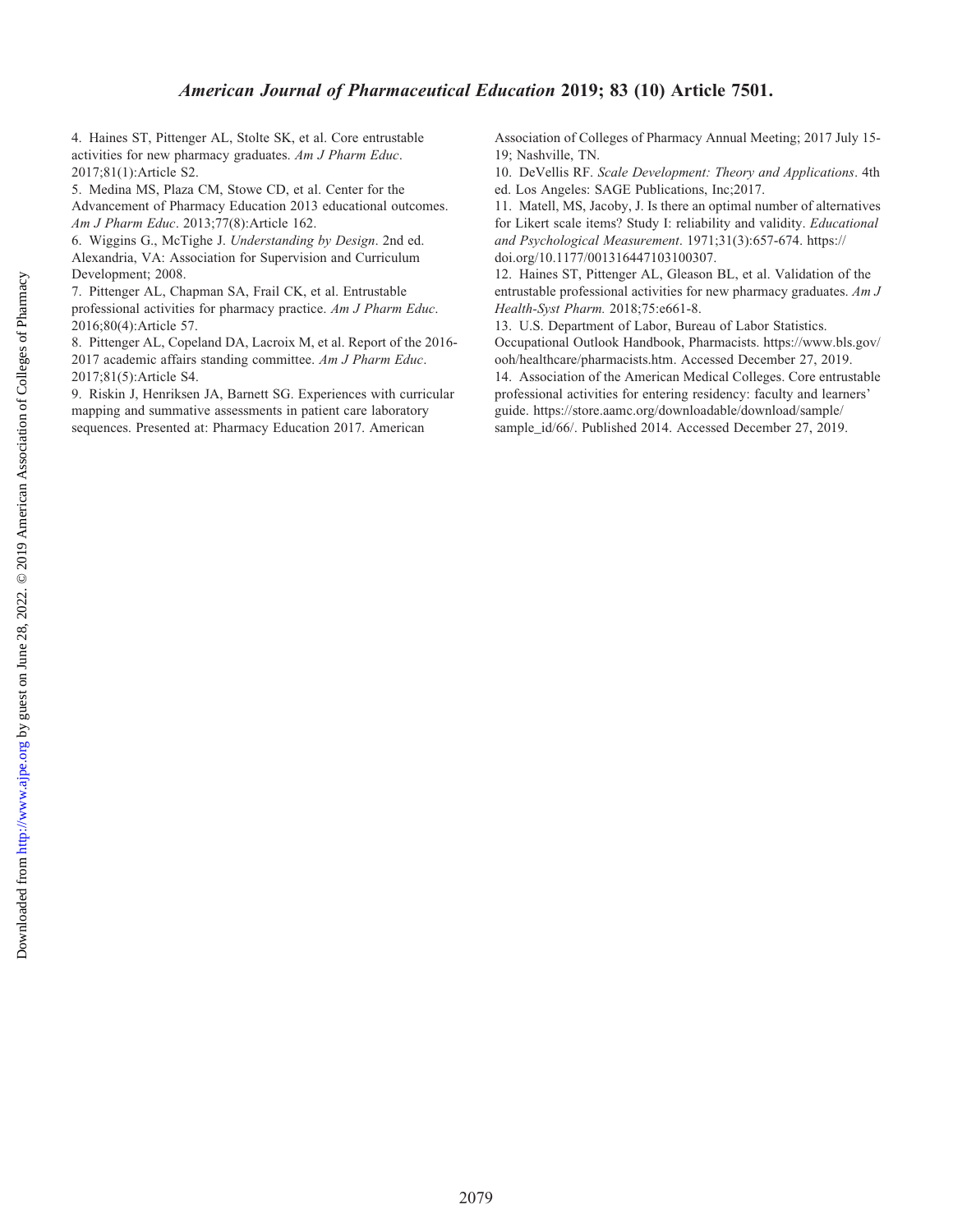4. Haines ST, Pittenger AL, Stolte SK, et al. Core entrustable activities for new pharmacy graduates. *Am J Pharm Educ*. 2017;81(1):Article S2.

5. Medina MS, Plaza CM, Stowe CD, et al. Center for the Advancement of Pharmacy Education 2013 educational outcomes. *Am J Pharm Educ*. 2013;77(8):Article 162.

6. Wiggins G., McTighe J. *Understanding by Design*. 2nd ed. Alexandria, VA: Association for Supervision and Curriculum Development; 2008.

7. Pittenger AL, Chapman SA, Frail CK, et al. Entrustable professional activities for pharmacy practice. *Am J Pharm Educ*. 2016;80(4):Article 57.

8. Pittenger AL, Copeland DA, Lacroix M, et al. Report of the 2016-2017 academic affairs standing committee. *Am J Pharm Educ*. 2017;81(5):Article S4.

9. Riskin J, Henriksen JA, Barnett SG. Experiences with curricular mapping and summative assessments in patient care laboratory sequences. Presented at: Pharmacy Education 2017. American Association of Colleges of Pharmacy Annual Meeting; 2017 July 15-19; Nashville, TN.

10. DeVellis RF. *Scale Development: Theory and Applications*. 4th ed. Los Angeles: SAGE Publications, Inc;2017.

11. Matell, MS, Jacoby, J. Is there an optimal number of alternatives for Likert scale items? Study I: reliability and validity. *Educational and Psychological Measurement*. 1971;31(3):657-674. https://doi.org/10.1177/001316447103100307.

12. Haines ST, Pittenger AL, Gleason BL, et al. Validation of the entrustable professional activities for new pharmacy graduates. *Am J Health-Syst Pharm.* 2018;75:e661-8.

13. U.S. Department of Labor, Bureau of Labor Statistics. Occupational Outlook Handbook, Pharmacists. https://www.bls.gov/ooh/healthcare/pharmacists.htm. Accessed December 27, 2019.

14. Association of the American Medical Colleges. Core entrustable professional activities for entering residency: faculty and learners' guide. https://store.aamc.org/downloadable/download/sample/sample_id/66/. Published 2014. Accessed December 27, 2019.